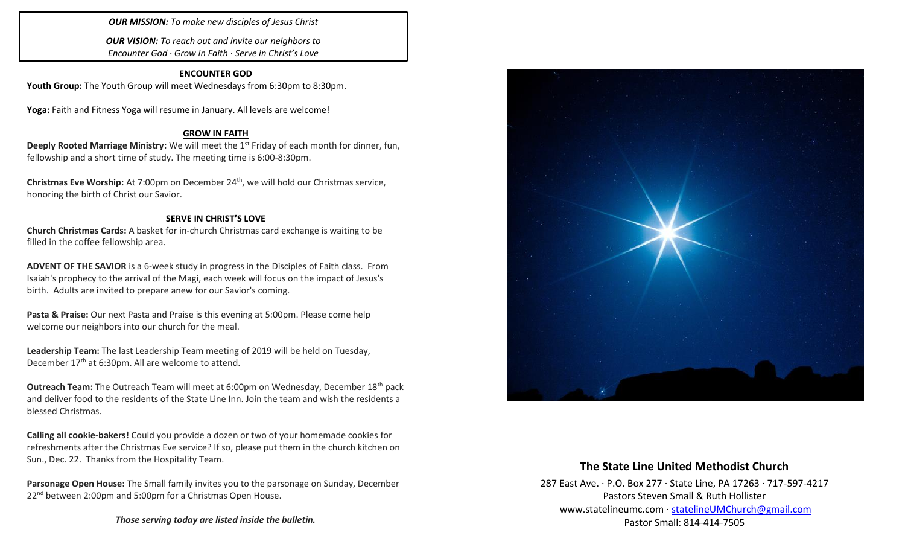***OUR MISSION:*** *To make new disciples of Jesus Christ*

***OUR VISION:*** *To reach out and invite our neighbors to Encounter God · Grow in Faith · Serve in Christ's Love*

## ENCOUNTER GOD

**Youth Group:** The Youth Group will meet Wednesdays from 6:30pm to 8:30pm.

**Yoga:** Faith and Fitness Yoga will resume in January. All levels are welcome!

## GROW IN FAITH

**Deeply Rooted Marriage Ministry:** We will meet the 1st Friday of each month for dinner, fun, fellowship and a short time of study. The meeting time is 6:00-8:30pm.

**Christmas Eve Worship:** At 7:00pm on December 24th, we will hold our Christmas service, honoring the birth of Christ our Savior.

## SERVE IN CHRIST'S LOVE

**Church Christmas Cards:** A basket for in-church Christmas card exchange is waiting to be filled in the coffee fellowship area.

**ADVENT OF THE SAVIOR** is a 6-week study in progress in the Disciples of Faith class. From Isaiah's prophecy to the arrival of the Magi, each week will focus on the impact of Jesus's birth. Adults are invited to prepare anew for our Savior's coming.

**Pasta & Praise:** Our next Pasta and Praise is this evening at 5:00pm. Please come help welcome our neighbors into our church for the meal.

**Leadership Team:** The last Leadership Team meeting of 2019 will be held on Tuesday, December 17th at 6:30pm. All are welcome to attend.

**Outreach Team:** The Outreach Team will meet at 6:00pm on Wednesday, December 18th pack and deliver food to the residents of the State Line Inn. Join the team and wish the residents a blessed Christmas.

**Calling all cookie-bakers!** Could you provide a dozen or two of your homemade cookies for refreshments after the Christmas Eve service? If so, please put them in the church kitchen on Sun., Dec. 22. Thanks from the Hospitality Team.

**Parsonage Open House:** The Small family invites you to the parsonage on Sunday, December 22nd between 2:00pm and 5:00pm for a Christmas Open House.

***Those serving today are listed inside the bulletin.***

## The State Line United Methodist Church

287 East Ave. · P.O. Box 277 · State Line, PA 17263 · 717-597-4217
Pastors Steven Small & Ruth Hollister
www.statelineumc.com · statelineUMChurch@gmail.com
Pastor Small: 814-414-7505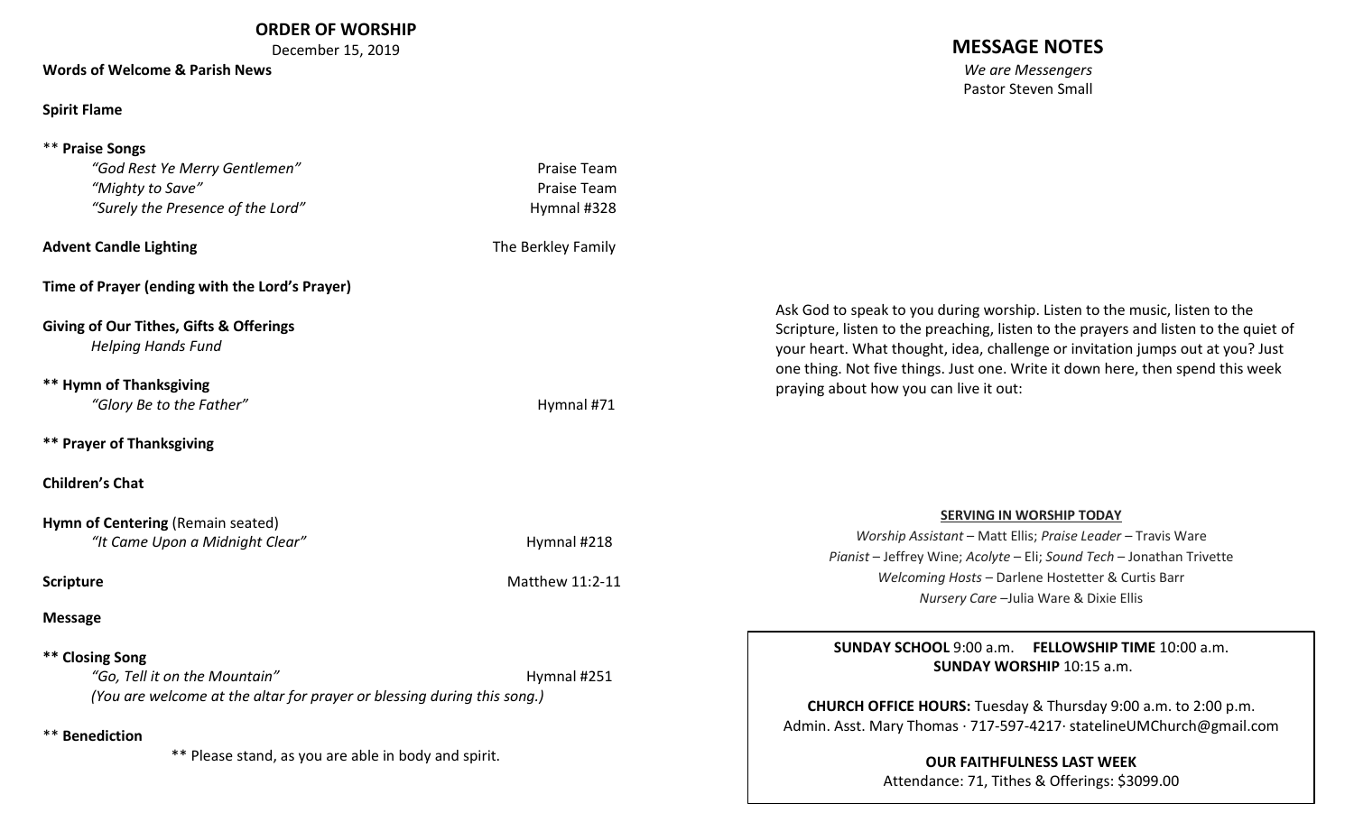## ORDER OF WORSHIP

December 15, 2019

**Words of Welcome & Parish News**

**Spirit Flame**

** **Praise Songs**

*"God Rest Ye Merry Gentlemen"* — Praise Team

*"Mighty to Save"* — Praise Team

*"Surely the Presence of the Lord"* — Hymnal #328

**Advent Candle Lighting** — The Berkley Family

**Time of Prayer (ending with the Lord's Prayer)**

**Giving of Our Tithes, Gifts & Offerings**

*Helping Hands Fund*

** **Hymn of Thanksgiving**

*"Glory Be to the Father"* — Hymnal #71

** **Prayer of Thanksgiving**

**Children's Chat**

**Hymn of Centering** (Remain seated)

*"It Came Upon a Midnight Clear"* — Hymnal #218

**Scripture** — Matthew 11:2-11

**Message**

** **Closing Song**

*"Go, Tell it on the Mountain"* — Hymnal #251

*(You are welcome at the altar for prayer or blessing during this song.)*

** **Benediction**

** Please stand, as you are able in body and spirit.

## MESSAGE NOTES

*We are Messengers*

Pastor Steven Small

Ask God to speak to you during worship. Listen to the music, listen to the Scripture, listen to the preaching, listen to the prayers and listen to the quiet of your heart. What thought, idea, challenge or invitation jumps out at you? Just one thing. Not five things. Just one. Write it down here, then spend this week praying about how you can live it out:

**SERVING IN WORSHIP TODAY**

*Worship Assistant* – Matt Ellis; *Praise Leader* – Travis Ware

*Pianist* – Jeffrey Wine; *Acolyte* – Eli; *Sound Tech* – Jonathan Trivette

*Welcoming Hosts* – Darlene Hostetter & Curtis Barr

*Nursery Care* –Julia Ware & Dixie Ellis

**SUNDAY SCHOOL** 9:00 a.m. **FELLOWSHIP TIME** 10:00 a.m.

**SUNDAY WORSHIP** 10:15 a.m.

**CHURCH OFFICE HOURS:** Tuesday & Thursday 9:00 a.m. to 2:00 p.m.

Admin. Asst. Mary Thomas · 717-597-4217· statelineUMChurch@gmail.com

**OUR FAITHFULNESS LAST WEEK**

Attendance: 71, Tithes & Offerings: $3099.00